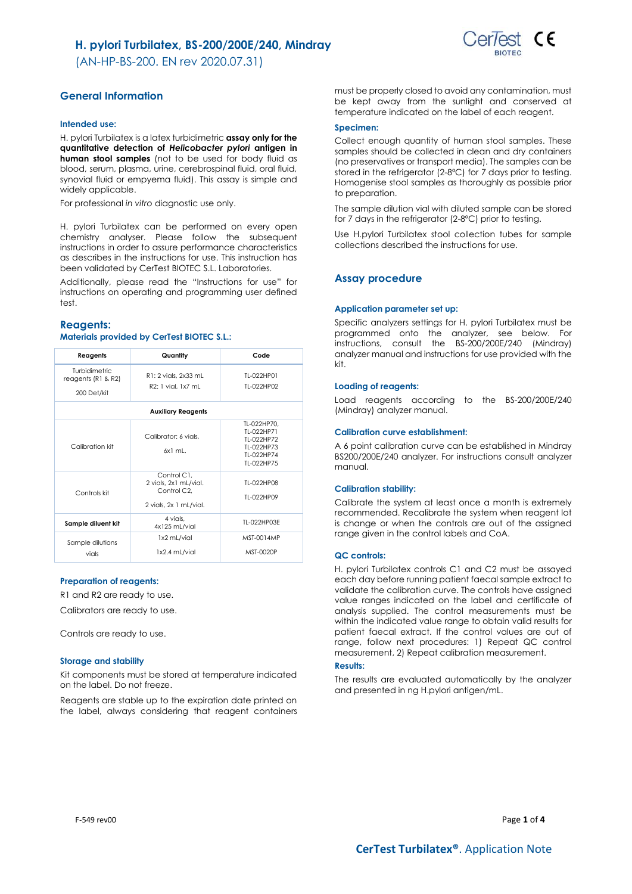# H. pylori Turbilatex, BS-200/200E/240, Mindray

(AN-HP-BS-200. EN rev 2020.07.31)

## General Information

### Intended use:

H. pylori Turbilatex is a latex turbidimetric **assay only for the quantitative detection of *Helicobacter pylori* antigen in human stool samples** (not to be used for body fluid as blood, serum, plasma, urine, cerebrospinal fluid, oral fluid, synovial fluid or empyema fluid). This assay is simple and widely applicable.

For professional *in vitro* diagnostic use only.

H. pylori Turbilatex can be performed on every open chemistry analyser. Please follow the subsequent instructions in order to assure performance characteristics as describes in the instructions for use. This instruction has been validated by CerTest BIOTEC S.L. Laboratories.

Additionally, please read the "Instructions for use" for instructions on operating and programming user defined test.

## Reagents:

### Materials provided by CerTest BIOTEC S.L.:

| Reagents | Quantity | Code |
|---|---|---|
| Turbidimetric reagents (R1 & R2) 200 Det/kit | R1: 2 vials, 2x33 mL<br>R2: 1 vial, 1x7 mL | TL-022HP01<br>TL-022HP02 |
| **Auxiliary Reagents** | | |
| Calibration kit | Calibrator: 6 vials, 6x1 mL. | TL-022HP70, TL-022HP71, TL-022HP72, TL-022HP73, TL-022HP74, TL-022HP75 |
| Controls kit | Control C1, 2 vials, 2x1 mL/vial. Control C2, 2 vials, 2x 1 mL/vial. | TL-022HP08<br>TL-022HP09 |
| **Sample diluent kit** | 4 vials, 4x125 mL/vial | TL-022HP03E |
| Sample dilutions vials | 1x2 mL/vial<br>1x2.4 mL/vial | MST-0014MP<br>MST-0020P |

### Preparation of reagents:

R1 and R2 are ready to use.

Calibrators are ready to use.

Controls are ready to use.

### Storage and stability

Kit components must be stored at temperature indicated on the label. Do not freeze.

Reagents are stable up to the expiration date printed on the label, always considering that reagent containers must be properly closed to avoid any contamination, must be kept away from the sunlight and conserved at temperature indicated on the label of each reagent.

### Specimen:

Collect enough quantity of human stool samples. These samples should be collected in clean and dry containers (no preservatives or transport media). The samples can be stored in the refrigerator (2-8ºC) for 7 days prior to testing. Homogenise stool samples as thoroughly as possible prior to preparation.

The sample dilution vial with diluted sample can be stored for 7 days in the refrigerator (2-8ºC) prior to testing.

Use H.pylori Turbilatex stool collection tubes for sample collections described the instructions for use.

## Assay procedure

### Application parameter set up:

Specific analyzers settings for H. pylori Turbilatex must be programmed onto the analyzer, see below. For instructions, consult the BS-200/200E/240 (Mindray) analyzer manual and instructions for use provided with the kit.

### Loading of reagents:

Load reagents according to the BS-200/200E/240 (Mindray) analyzer manual.

### Calibration curve establishment:

A 6 point calibration curve can be established in Mindray BS200/200E/240 analyzer. For instructions consult analyzer manual.

### Calibration stability:

Calibrate the system at least once a month is extremely recommended. Recalibrate the system when reagent lot is change or when the controls are out of the assigned range given in the control labels and CoA.

### QC controls:

H. pylori Turbilatex controls C1 and C2 must be assayed each day before running patient faecal sample extract to validate the calibration curve. The controls have assigned value ranges indicated on the label and certificate of analysis supplied. The control measurements must be within the indicated value range to obtain valid results for patient faecal extract. If the control values are out of range, follow next procedures: 1) Repeat QC control measurement, 2) Repeat calibration measurement.

### Results:

The results are evaluated automatically by the analyzer and presented in ng H.pylori antigen/mL.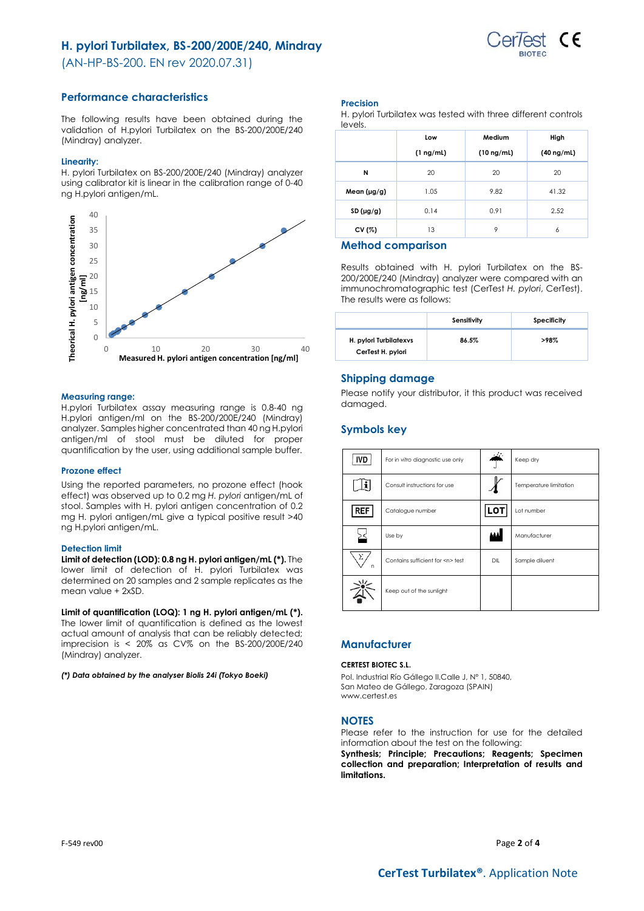# H. pylori Turbilatex, BS-200/200E/240, Mindray

(AN-HP-BS-200. EN rev 2020.07.31)

## Performance characteristics

The following results have been obtained during the validation of H.pylori Turbilatex on the BS-200/200E/240 (Mindray) analyzer.

### Linearity:

H. pylori Turbilatex on BS-200/200E/240 (Mindray) analyzer using calibrator kit is linear in the calibration range of 0-40 ng H.pylori antigen/mL.

### Measuring range:

H.pylori Turbilatex assay measuring range is 0.8-40 ng H.pylori antigen/ml on the BS-200/200E/240 (Mindray) analyzer. Samples higher concentrated than 40 ng H.pylori antigen/ml of stool must be diluted for proper quantification by the user, using additional sample buffer.

### Prozone effect

Using the reported parameters, no prozone effect (hook effect) was observed up to 0.2 mg *H. pylori* antigen/mL of stool. Samples with H. pylori antigen concentration of 0.2 mg H. pylori antigen/mL give a typical positive result >40 ng H.pylori antigen/mL.

### Detection limit

**Limit of detection (LOD): 0.8 ng H. pylori antigen/mL (*).** The lower limit of detection of H. pylori Turbilatex was determined on 20 samples and 2 sample replicates as the mean value + 2xSD.

**Limit of quantification (LOQ): 1 ng H. pylori antigen/mL (*).** The lower limit of quantification is defined as the lowest actual amount of analysis that can be reliably detected; imprecision is < 20% as CV% on the BS-200/200E/240 (Mindray) analyzer.

***(*) Data obtained by the analyser Biolis 24i (Tokyo Boeki)***

### Precision

H. pylori Turbilatex was tested with three different controls levels.

| | Low (1 ng/mL) | Medium (10 ng/mL) | High (40 ng/mL) |
|---|---|---|---|
| **N** | 20 | 20 | 20 |
| **Mean (µg/g)** | 1.05 | 9.82 | 41.32 |
| **SD (µg/g)** | 0.14 | 0.91 | 2.52 |
| **CV (%)** | 13 | 9 | 6 |

## Method comparison

Results obtained with H. pylori Turbilatex on the BS-200/200E/240 (Mindray) analyzer were compared with an immunochromatographic test (CerTest *H. pylori*, CerTest). The results were as follows:

| | Sensitivity | Specificity |
|---|---|---|
| **H. pylori Turbilatexvs CerTest H. pylori** | **86.5%** | **>98%** |

## Shipping damage

Please notify your distributor, it this product was received damaged.

## Symbols key

| Symbol | Meaning | Symbol | Meaning |
|---|---|---|---|
| IVD | For in vitro diagnostic use only | | Keep dry |
| | Consult instructions for use | | Temperature limitation |
| REF | Catalogue number | LOT | Lot number |
| | Use by | | Manufacturer |
| Σ n | Contains sufficient for <n> test | DIL | Sample diluent |
| | Keep out of the sunlight | | |

## Manufacturer

**CERTEST BIOTEC S.L.**

Pol. Industrial Río Gállego II,Calle J, Nº 1, 50840, San Mateo de Gállego, Zaragoza (SPAIN)
www.certest.es

## NOTES

Please refer to the instruction for use for the detailed information about the test on the following:
**Synthesis; Principle; Precautions; Reagents; Specimen collection and preparation; Interpretation of results and limitations.**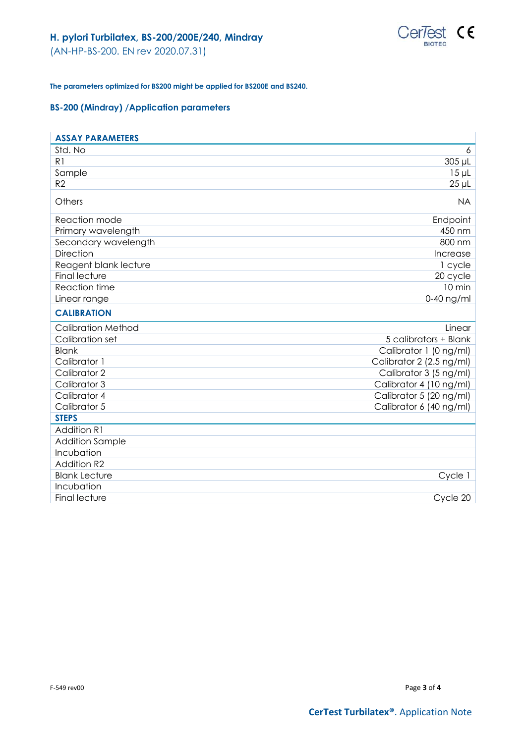# H. pylori Turbilatex, BS-200/200E/240, Mindray

(AN-HP-BS-200. EN rev 2020.07.31)

**The parameters optimized for BS200 might be applied for BS200E and BS240.**

## BS-200 (Mindray) /Application parameters

| ASSAY PARAMETERS | |
|---|---|
| Std. No | 6 |
| R1 | 305 µL |
| Sample | 15 µL |
| R2 | 25 µL |
| Others | NA |
| Reaction mode | Endpoint |
| Primary wavelength | 450 nm |
| Secondary wavelength | 800 nm |
| Direction | Increase |
| Reagent blank lecture | 1 cycle |
| Final lecture | 20 cycle |
| Reaction time | 10 min |
| Linear range | 0-40 ng/ml |
| **CALIBRATION** | |
| Calibration Method | Linear |
| Calibration set | 5 calibrators + Blank |
| Blank | Calibrator 1 (0 ng/ml) |
| Calibrator 1 | Calibrator 2 (2.5 ng/ml) |
| Calibrator 2 | Calibrator 3 (5 ng/ml) |
| Calibrator 3 | Calibrator 4 (10 ng/ml) |
| Calibrator 4 | Calibrator 5 (20 ng/ml) |
| Calibrator 5 | Calibrator 6 (40 ng/ml) |
| **STEPS** | |
| Addition R1 | |
| Addition Sample | |
| Incubation | |
| Addition R2 | |
| Blank Lecture | Cycle 1 |
| Incubation | |
| Final lecture | Cycle 20 |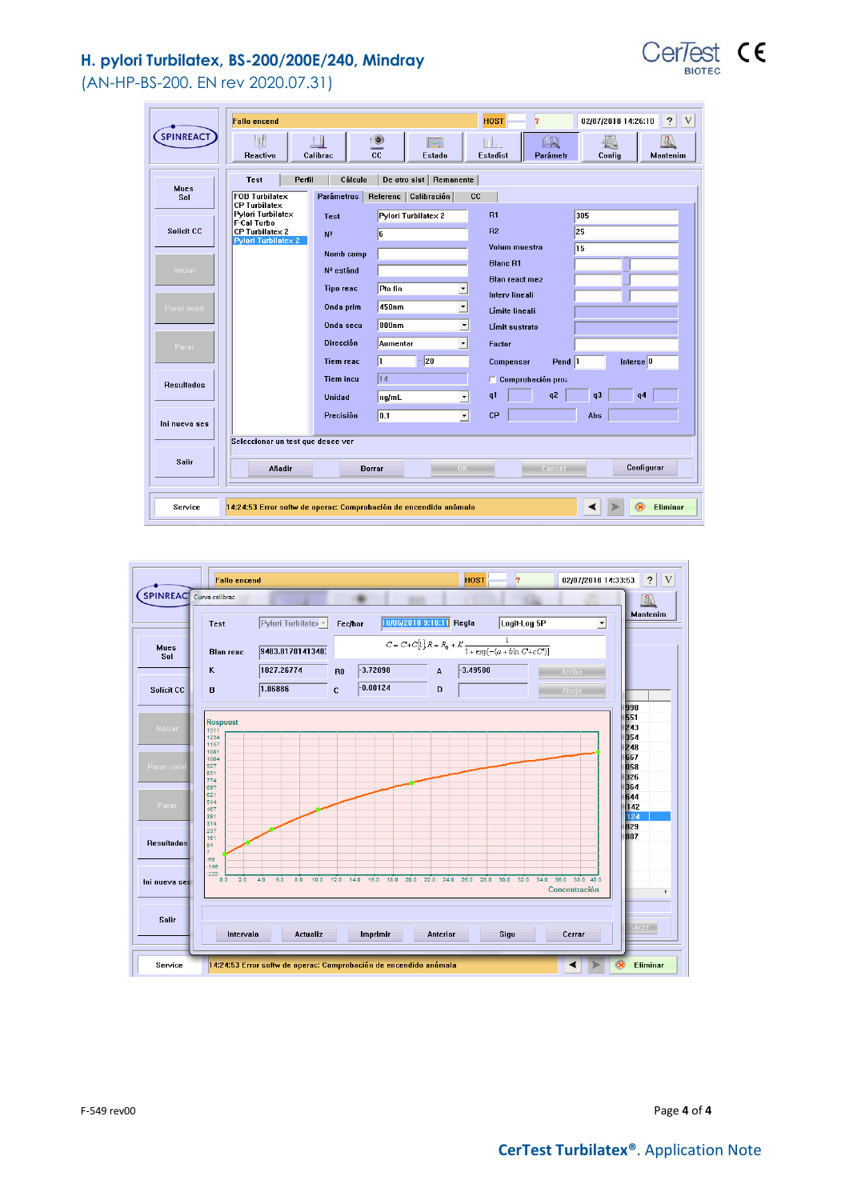## H. pylori Turbilatex, BS-200/200E/240, Mindray

(AN-HP-BS-200. EN rev 2020.07.31)

Fallo encend | HOST | ? | 02/07/2018 14:26:10

Reactivo | Calibrac | CC | Estado | Estadist | Parámetr | Config | Mantenim

Mues Sol | Solicit CC | Iniciar | Parar sond | Parar | Resultados | Ini nueva ses | Salir

Test | Perfil | Cálculo | De otro sist | Remanente

FOB Turbilatex
CP Turbilatex
Pylori Turbilatex
F-Cal Turbo
CP Turbilatex 2
Pylori Turbilatex 2

Parámetros | Referenc | Calibración | CC

| | | | |
|---|---|---|---|
| Test | Pylori Turbilatex 2 | R1 | 305 |
| Nº | 6 | R2 | 25 |
| Nomb comp | | Volum muestra | 15 |
| Nº estánd | | Blanc R1 | |
| Tipo reac | Pto fin | Blan react mez | |
| Onda prim | 450nm | Interv lineali | |
| Onda secu | 800nm | Límite lineali | |
| Dirección | Aumentar | Límit sustrato | |
| Tiem reac | 1 / 20 | Factor | |
| Tiem incu | 14 | Compensar | Pend 1 / Interse 0 |
| Unidad | ng/mL | Comprobación proz | |
| Precisión | 0.1 | q1 / q2 / q3 / q4 | |
| | | CP / Abs | |

Seleccionar un test que desee ver

Añadir | Borrar | OK | Cancel | Configurar

Service | 14:24:53 Error softw de operac: Comprobación de encendido anómala | Eliminar

Fallo encend | HOST | ? | 02/07/2018 14:33:53

Curva calibrac

| | | | | | |
|---|---|---|---|---|---|
| Test | Pylori Turbilatex | Fec/hor | 18/06/2018 9:10:11 | Regla | Logit-Log 5P |
| Blan reac | 9483.8170141340 | | | | |
| K | 1827.26774 | R0 | -3.72098 | A | -3.49500 |
| B | 1.06886 | C | -0.00124 | D | |

$$C = C + C[1]R - R_0 + K \frac{1}{1+\exp[-(a+b\ln C+cC)]}$$

Arriba | Abajo

Respuest
1311
1234
1157
1081
1004
927
851
774
697
621
544
467
391
314
237
161
84
7
-69
-146
-222
0.0 2.0 4.0 6.0 8.0 10.0 12.0 14.0 16.0 18.0 20.0 22.0 24.0 26.0 28.0 30.0 32.0 34.0 36.0 38.0 40.0
Concentración

Intervalo | Actualiz | Imprimir | Anterior | Sigu | Cerrar

Service | 14:24:53 Error softw de operac: Comprobación de encendido anómala | Eliminar

F-549 rev00

**CerTest Turbilatex®**. Application Note